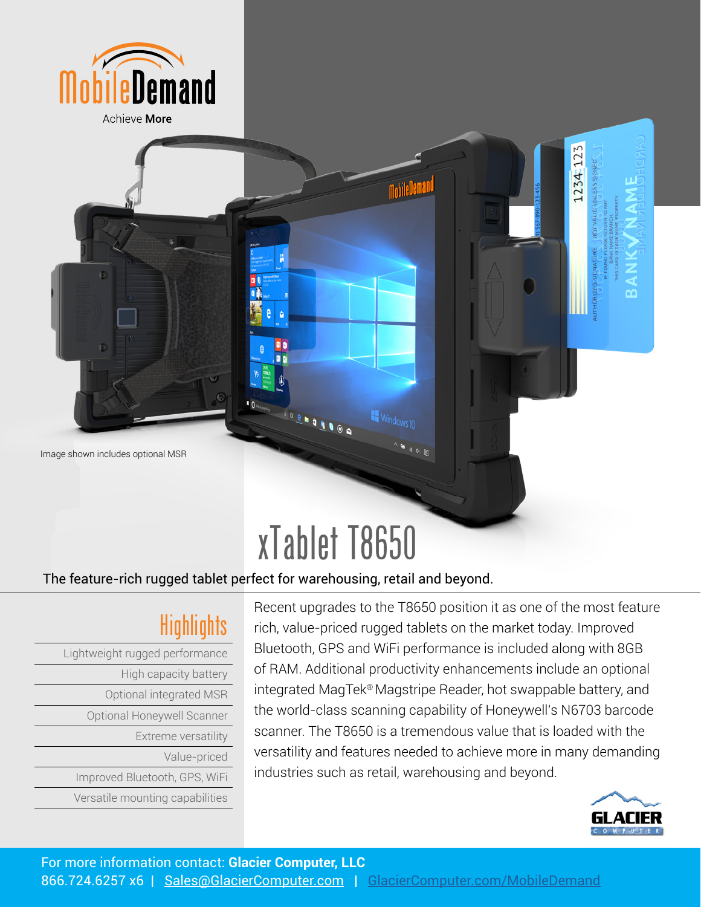MobileDemand

Achieve **More**

Image shown includes optional MSR

# xTablet T8650

The feature-rich rugged tablet perfect for warehousing, retail and beyond.

## Highlights

- Lightweight rugged performance
- High capacity battery
- Optional integrated MSR
- Optional Honeywell Scanner
- Extreme versatility
- Value-priced
- Improved Bluetooth, GPS, WiFi
- Versatile mounting capabilities

Recent upgrades to the T8650 position it as one of the most feature rich, value-priced rugged tablets on the market today. Improved Bluetooth, GPS and WiFi performance is included along with 8GB of RAM. Additional productivity enhancements include an optional integrated MagTek® Magstripe Reader, hot swappable battery, and the world-class scanning capability of Honeywell's N6703 barcode scanner. The T8650 is a tremendous value that is loaded with the versatility and features needed to achieve more in many demanding industries such as retail, warehousing and beyond.

GLACIER COMPUTER

For more information contact: **Glacier Computer, LLC**
866.724.6257 x6 | Sales@GlacierComputer.com | GlacierComputer.com/MobileDemand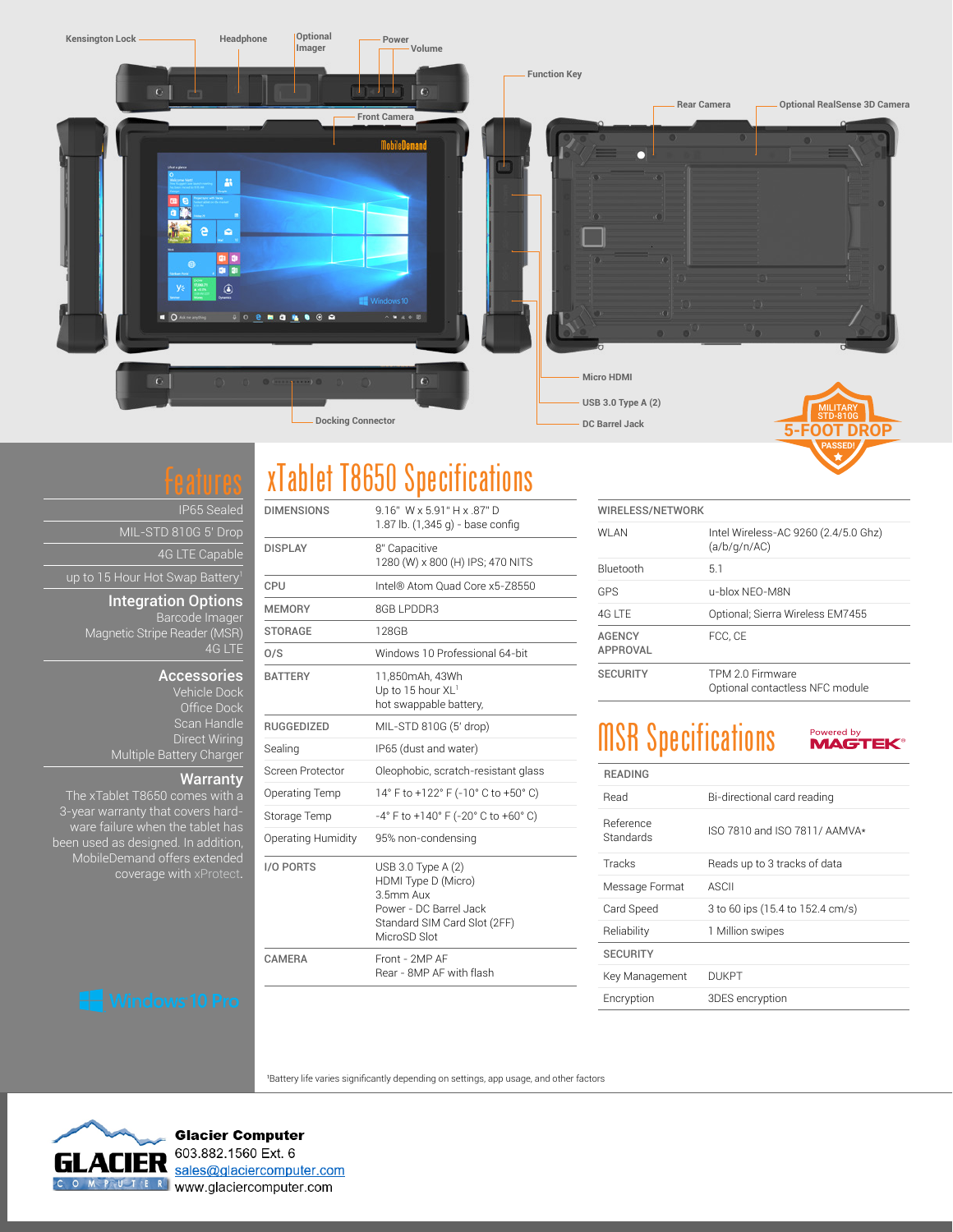Kensington Lock
Headphone
Optional Imager
Power
Volume
Function Key
Front Camera
Rear Camera
Optional RealSense 3D Camera
Micro HDMI
USB 3.0 Type A (2)
DC Barrel Jack
Docking Connector

MILITARY STD-810G
5-FOOT DROP
PASSED!

# Features

IP65 Sealed

MIL-STD 810G 5' Drop

4G LTE Capable

up to 15 Hour Hot Swap Battery[1]

## Integration Options

Barcode Imager
Magnetic Stripe Reader (MSR)
4G LTE

## Accessories

Vehicle Dock
Office Dock
Scan Handle
Direct Wiring
Multiple Battery Charger

## Warranty

The xTablet T8650 comes with a 3-year warranty that covers hardware failure when the tablet has been used as designed. In addition, MobileDemand offers extended coverage with xProtect.

Windows 10 Pro

# xTablet T8650 Specifications

| | |
|---|---|
| DIMENSIONS | 9.16" W x 5.91" H x .87" D<br>1.87 lb. (1,345 g) - base config |
| DISPLAY | 8" Capacitive<br>1280 (W) x 800 (H) IPS; 470 NITS |
| CPU | Intel® Atom Quad Core x5-Z8550 |
| MEMORY | 8GB LPDDR3 |
| STORAGE | 128GB |
| O/S | Windows 10 Professional 64-bit |
| BATTERY | 11,850mAh, 43Wh<br>Up to 15 hour XL[1]<br>hot swappable battery, |
| RUGGEDIZED | MIL-STD 810G (5' drop) |
| Sealing | IP65 (dust and water) |
| Screen Protector | Oleophobic, scratch-resistant glass |
| Operating Temp | 14° F to +122° F (-10° C to +50° C) |
| Storage Temp | -4° F to +140° F (-20° C to +60° C) |
| Operating Humidity | 95% non-condensing |
| I/O PORTS | USB 3.0 Type A (2)<br>HDMI Type D (Micro)<br>3.5mm Aux<br>Power - DC Barrel Jack<br>Standard SIM Card Slot (2FF)<br>MicroSD Slot |
| CAMERA | Front - 2MP AF<br>Rear - 8MP AF with flash |

| WIRELESS/NETWORK | |
|---|---|
| WLAN | Intel Wireless-AC 9260 (2.4/5.0 Ghz) (a/b/g/n/AC) |
| Bluetooth | 5.1 |
| GPS | u-blox NEO-M8N |
| 4G LTE | Optional; Sierra Wireless EM7455 |
| AGENCY APPROVAL | FCC, CE |
| SECURITY | TPM 2.0 Firmware<br>Optional contactless NFC module |

# MSR Specifications

Powered by MAGTEK

| READING | |
|---|---|
| Read | Bi-directional card reading |
| Reference Standards | ISO 7810 and ISO 7811/ AAMVA* |
| Tracks | Reads up to 3 tracks of data |
| Message Format | ASCII |
| Card Speed | 3 to 60 ips (15.4 to 152.4 cm/s) |
| Reliability | 1 Million swipes |
| **SECURITY** | |
| Key Management | DUKPT |
| Encryption | 3DES encryption |

[1]Battery life varies significantly depending on settings, app usage, and other factors

GLACIER COMPUTER

**Glacier Computer**
603.882.1560 Ext. 6
sales@glaciercomputer.com
www.glaciercomputer.com